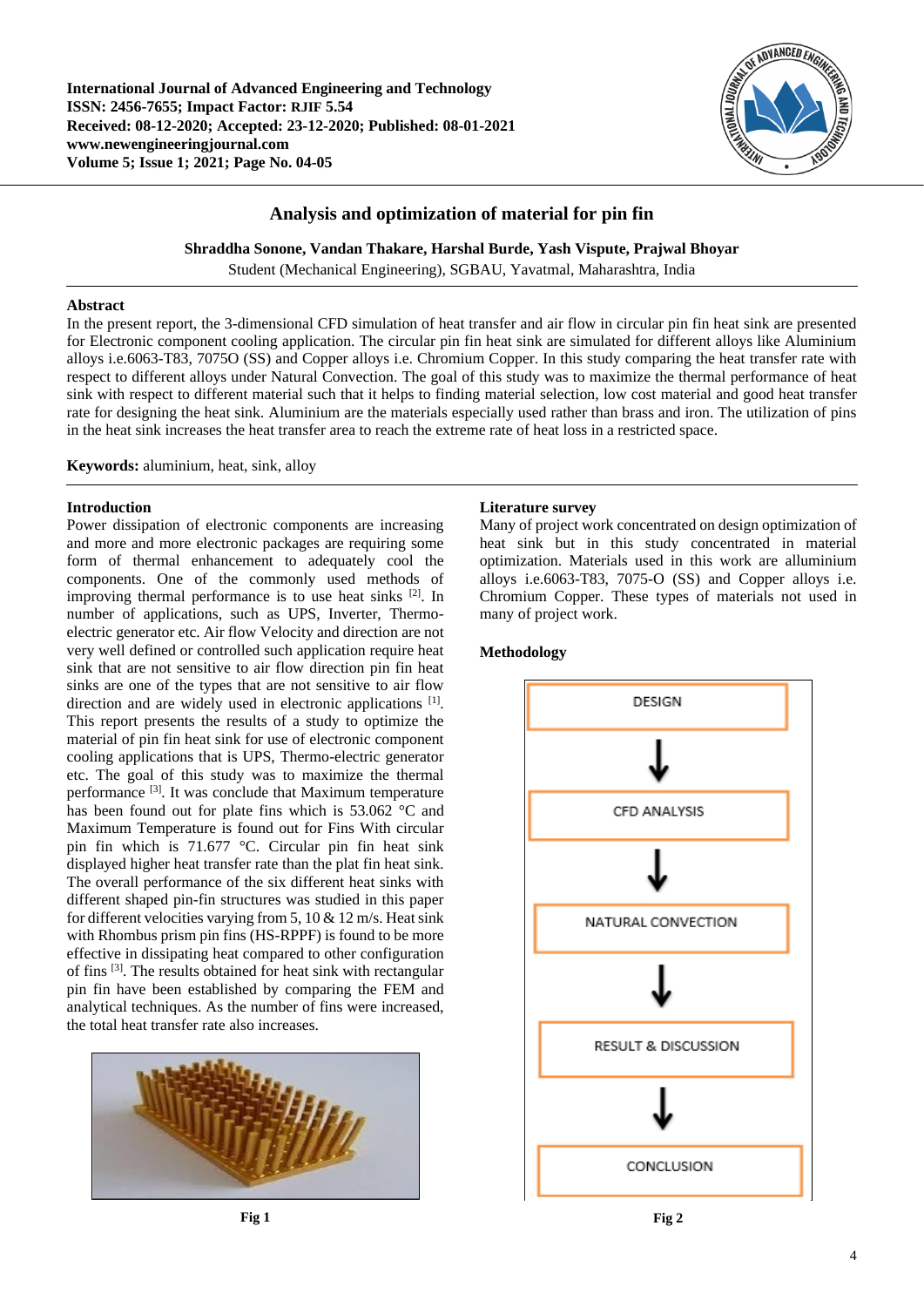# Analysis and optimization of material for pin fin

**Shraddha Sonone, Vandan Thakare, Harshal Burde, Yash Vispute, Prajwal Bhoyar**

Student (Mechanical Engineering), SGBAU, Yavatmal, Maharashtra, India

## Abstract

In the present report, the 3-dimensional CFD simulation of heat transfer and air flow in circular pin fin heat sink are presented for Electronic component cooling application. The circular pin fin heat sink are simulated for different alloys like Aluminium alloys i.e.6063-T83, 7075O (SS) and Copper alloys i.e. Chromium Copper. In this study comparing the heat transfer rate with respect to different alloys under Natural Convection. The goal of this study was to maximize the thermal performance of heat sink with respect to different material such that it helps to finding material selection, low cost material and good heat transfer rate for designing the heat sink. Aluminium are the materials especially used rather than brass and iron. The utilization of pins in the heat sink increases the heat transfer area to reach the extreme rate of heat loss in a restricted space.

**Keywords:** aluminium, heat, sink, alloy

## Introduction

Power dissipation of electronic components are increasing and more and more electronic packages are requiring some form of thermal enhancement to adequately cool the components. One of the commonly used methods of improving thermal performance is to use heat sinks [2]. In number of applications, such as UPS, Inverter, Thermo-electric generator etc. Air flow Velocity and direction are not very well defined or controlled such application require heat sink that are not sensitive to air flow direction pin fin heat sinks are one of the types that are not sensitive to air flow direction and are widely used in electronic applications [1]. This report presents the results of a study to optimize the material of pin fin heat sink for use of electronic component cooling applications that is UPS, Thermo-electric generator etc. The goal of this study was to maximize the thermal performance [3]. It was conclude that Maximum temperature has been found out for plate fins which is 53.062 °C and Maximum Temperature is found out for Fins With circular pin fin which is 71.677 °C. Circular pin fin heat sink displayed higher heat transfer rate than the plat fin heat sink. The overall performance of the six different heat sinks with different shaped pin-fin structures was studied in this paper for different velocities varying from 5, 10 & 12 m/s. Heat sink with Rhombus prism pin fins (HS-RPPF) is found to be more effective in dissipating heat compared to other configuration of fins [3]. The results obtained for heat sink with rectangular pin fin have been established by comparing the FEM and analytical techniques. As the number of fins were increased, the total heat transfer rate also increases.

Fig 1

## Literature survey

Many of project work concentrated on design optimization of heat sink but in this study concentrated in material optimization. Materials used in this work are alluminium alloys i.e.6063-T83, 7075-O (SS) and Copper alloys i.e. Chromium Copper. These types of materials not used in many of project work.

## Methodology

DESIGN → CFD ANALYSIS → NATURAL CONVECTION → RESULT & DISCUSSION → CONCLUSION

Fig 2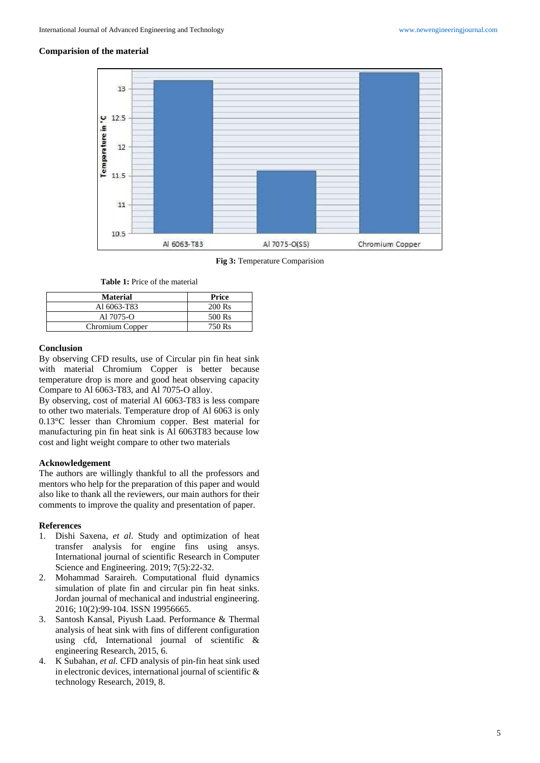**Comparision of the material**

Temparature in °C

13

12.5

12

11.5

11

10.5

Al 6063-T83

Al 7075-O(SS)

Chromium Copper

**Fig 3:** Temperature Comparision

**Table 1:** Price of the material

| Material | Price |
|---|---|
| Al 6063-T83 | 200 Rs |
| Al 7075-O | 500 Rs |
| Chromium Copper | 750 Rs |

**Conclusion**

By observing CFD results, use of Circular pin fin heat sink with material Chromium Copper is better because temperature drop is more and good heat observing capacity Compare to Al 6063-T83, and Al 7075-O alloy.

By observing, cost of material Al 6063-T83 is less compare to other two materials. Temperature drop of Al 6063 is only 0.13°C lesser than Chromium copper. Best material for manufacturing pin fin heat sink is Al 6063T83 because low cost and light weight compare to other two materials

**Acknowledgement**

The authors are willingly thankful to all the professors and mentors who help for the preparation of this paper and would also like to thank all the reviewers, our main authors for their comments to improve the quality and presentation of paper.

**References**

1. Dishi Saxena, *et al*. Study and optimization of heat transfer analysis for engine fins using ansys. International journal of scientific Research in Computer Science and Engineering. 2019; 7(5):22-32.
2. Mohammad Saraireh. Computational fluid dynamics simulation of plate fin and circular pin fin heat sinks. Jordan journal of mechanical and industrial engineering. 2016; 10(2):99-104. ISSN 19956665.
3. Santosh Kansal, Piyush Laad. Performance & Thermal analysis of heat sink with fins of different configuration using cfd, International journal of scientific & engineering Research, 2015, 6.
4. K Subahan, *et al.* CFD analysis of pin-fin heat sink used in electronic devices, international journal of scientific & technology Research, 2019, 8.